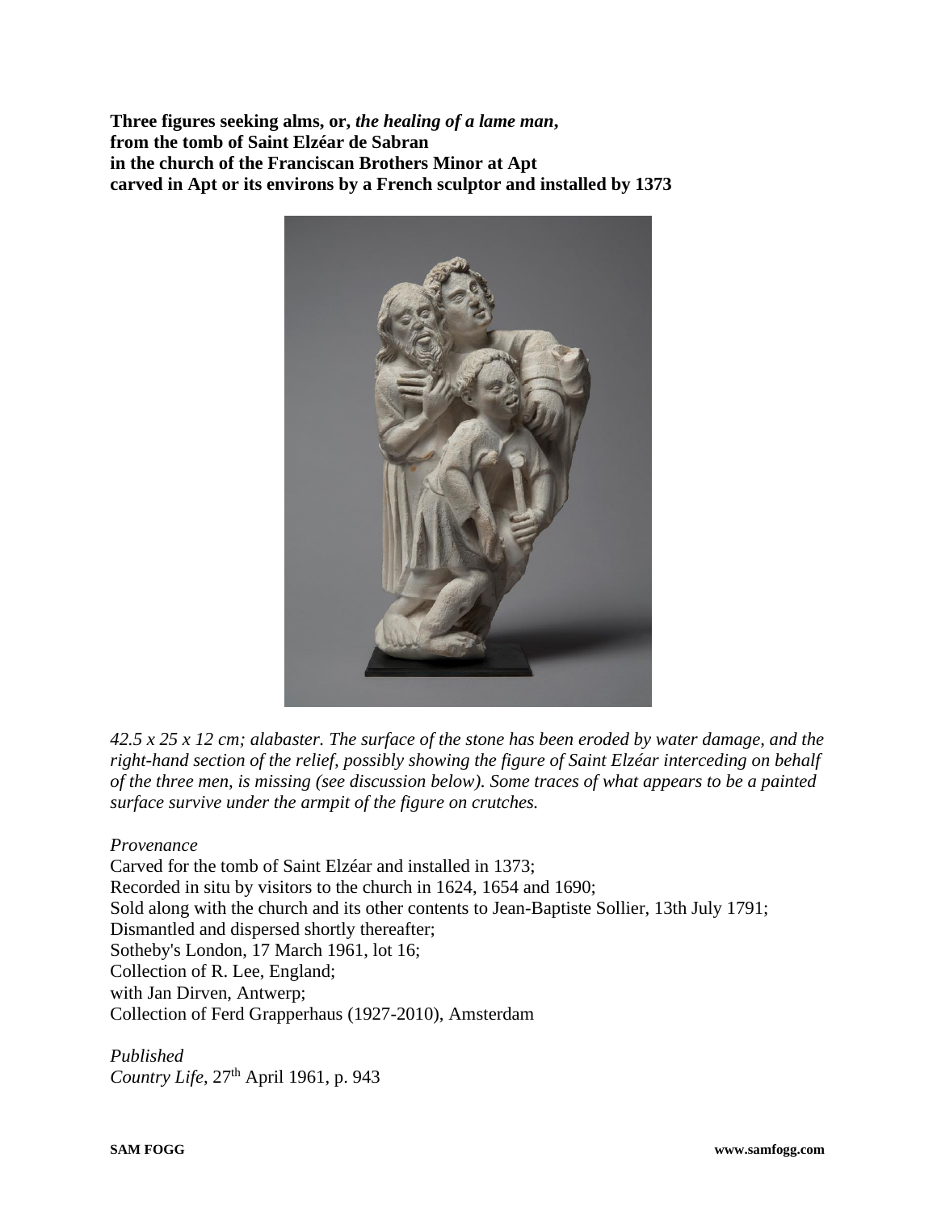**Three figures seeking alms, or, *the healing of a lame man*,**
**from the tomb of Saint Elzéar de Sabran**
**in the church of the Franciscan Brothers Minor at Apt**
**carved in Apt or its environs by a French sculptor and installed by 1373**

*42.5 x 25 x 12 cm; alabaster. The surface of the stone has been eroded by water damage, and the right-hand section of the relief, possibly showing the figure of Saint Elzéar interceding on behalf of the three men, is missing (see discussion below). Some traces of what appears to be a painted surface survive under the armpit of the figure on crutches.*

*Provenance*

Carved for the tomb of Saint Elzéar and installed in 1373;
Recorded in situ by visitors to the church in 1624, 1654 and 1690;
Sold along with the church and its other contents to Jean-Baptiste Sollier, 13th July 1791;
Dismantled and dispersed shortly thereafter;
Sotheby's London, 17 March 1961, lot 16;
Collection of R. Lee, England;
with Jan Dirven, Antwerp;
Collection of Ferd Grapperhaus (1927-2010), Amsterdam

*Published*

*Country Life*, 27th April 1961, p. 943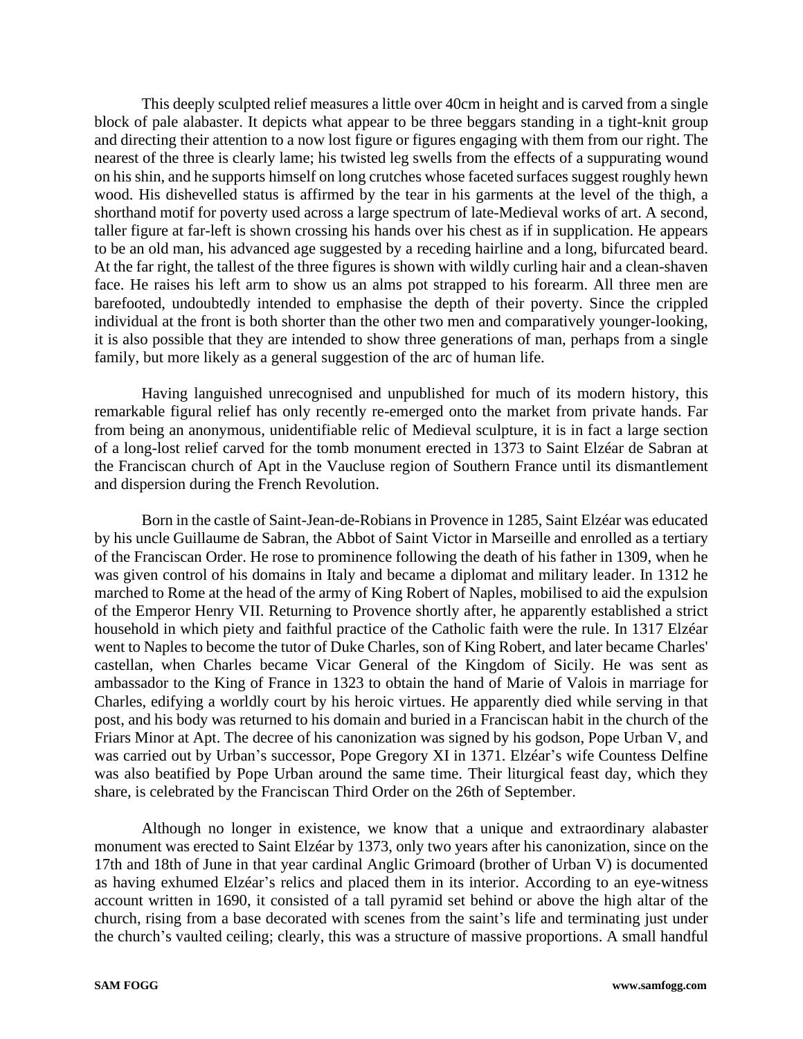This deeply sculpted relief measures a little over 40cm in height and is carved from a single block of pale alabaster. It depicts what appear to be three beggars standing in a tight-knit group and directing their attention to a now lost figure or figures engaging with them from our right. The nearest of the three is clearly lame; his twisted leg swells from the effects of a suppurating wound on his shin, and he supports himself on long crutches whose faceted surfaces suggest roughly hewn wood. His dishevelled status is affirmed by the tear in his garments at the level of the thigh, a shorthand motif for poverty used across a large spectrum of late-Medieval works of art. A second, taller figure at far-left is shown crossing his hands over his chest as if in supplication. He appears to be an old man, his advanced age suggested by a receding hairline and a long, bifurcated beard. At the far right, the tallest of the three figures is shown with wildly curling hair and a clean-shaven face. He raises his left arm to show us an alms pot strapped to his forearm. All three men are barefooted, undoubtedly intended to emphasise the depth of their poverty. Since the crippled individual at the front is both shorter than the other two men and comparatively younger-looking, it is also possible that they are intended to show three generations of man, perhaps from a single family, but more likely as a general suggestion of the arc of human life.

Having languished unrecognised and unpublished for much of its modern history, this remarkable figural relief has only recently re-emerged onto the market from private hands. Far from being an anonymous, unidentifiable relic of Medieval sculpture, it is in fact a large section of a long-lost relief carved for the tomb monument erected in 1373 to Saint Elzéar de Sabran at the Franciscan church of Apt in the Vaucluse region of Southern France until its dismantlement and dispersion during the French Revolution.

Born in the castle of Saint-Jean-de-Robians in Provence in 1285, Saint Elzéar was educated by his uncle Guillaume de Sabran, the Abbot of Saint Victor in Marseille and enrolled as a tertiary of the Franciscan Order. He rose to prominence following the death of his father in 1309, when he was given control of his domains in Italy and became a diplomat and military leader. In 1312 he marched to Rome at the head of the army of King Robert of Naples, mobilised to aid the expulsion of the Emperor Henry VII. Returning to Provence shortly after, he apparently established a strict household in which piety and faithful practice of the Catholic faith were the rule. In 1317 Elzéar went to Naples to become the tutor of Duke Charles, son of King Robert, and later became Charles' castellan, when Charles became Vicar General of the Kingdom of Sicily. He was sent as ambassador to the King of France in 1323 to obtain the hand of Marie of Valois in marriage for Charles, edifying a worldly court by his heroic virtues. He apparently died while serving in that post, and his body was returned to his domain and buried in a Franciscan habit in the church of the Friars Minor at Apt. The decree of his canonization was signed by his godson, Pope Urban V, and was carried out by Urban's successor, Pope Gregory XI in 1371. Elzéar's wife Countess Delfine was also beatified by Pope Urban around the same time. Their liturgical feast day, which they share, is celebrated by the Franciscan Third Order on the 26th of September.

Although no longer in existence, we know that a unique and extraordinary alabaster monument was erected to Saint Elzéar by 1373, only two years after his canonization, since on the 17th and 18th of June in that year cardinal Anglic Grimoard (brother of Urban V) is documented as having exhumed Elzéar's relics and placed them in its interior. According to an eye-witness account written in 1690, it consisted of a tall pyramid set behind or above the high altar of the church, rising from a base decorated with scenes from the saint's life and terminating just under the church's vaulted ceiling; clearly, this was a structure of massive proportions. A small handful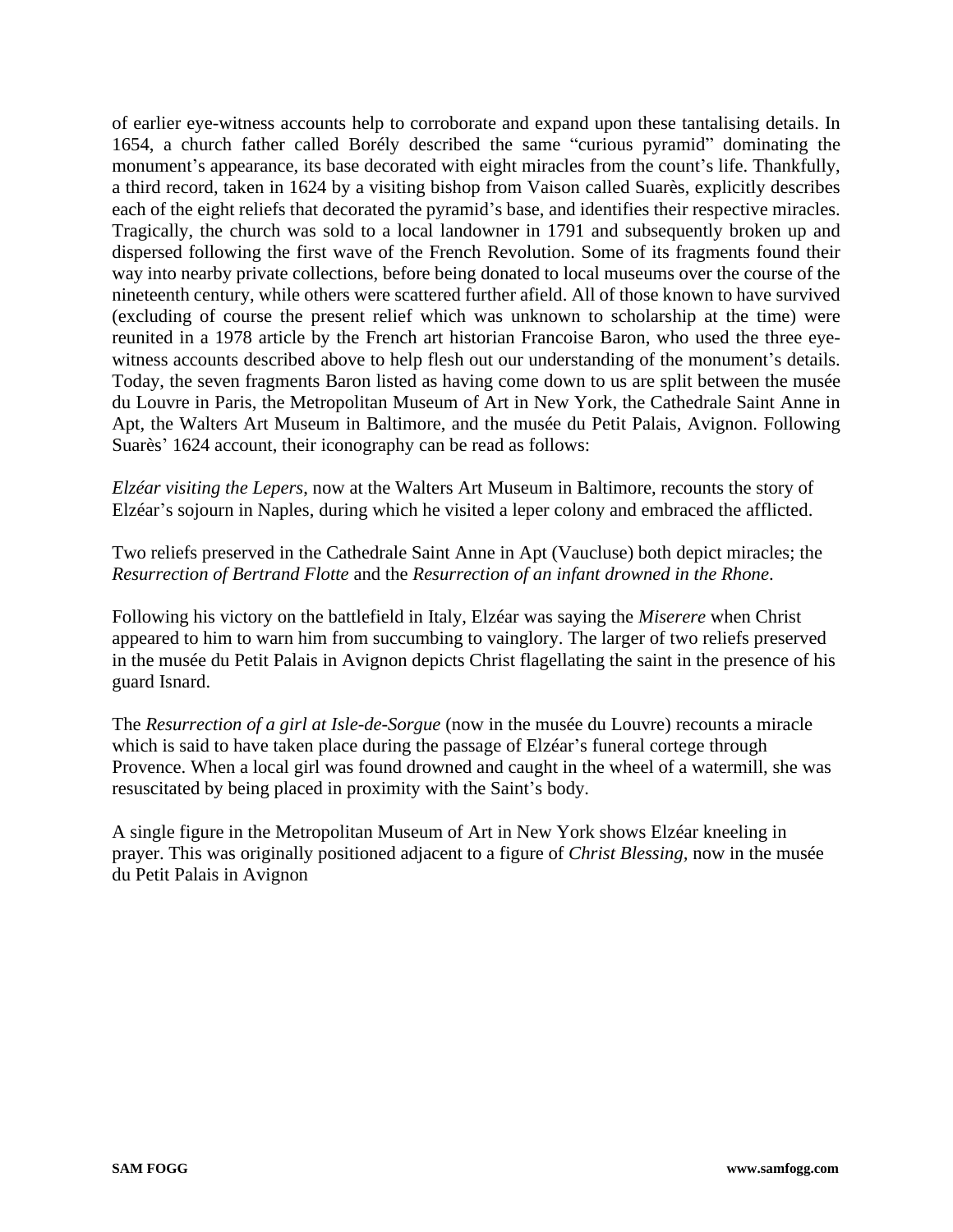of earlier eye-witness accounts help to corroborate and expand upon these tantalising details. In 1654, a church father called Borély described the same "curious pyramid" dominating the monument's appearance, its base decorated with eight miracles from the count's life. Thankfully, a third record, taken in 1624 by a visiting bishop from Vaison called Suarès, explicitly describes each of the eight reliefs that decorated the pyramid's base, and identifies their respective miracles. Tragically, the church was sold to a local landowner in 1791 and subsequently broken up and dispersed following the first wave of the French Revolution. Some of its fragments found their way into nearby private collections, before being donated to local museums over the course of the nineteenth century, while others were scattered further afield. All of those known to have survived (excluding of course the present relief which was unknown to scholarship at the time) were reunited in a 1978 article by the French art historian Francoise Baron, who used the three eye-witness accounts described above to help flesh out our understanding of the monument's details. Today, the seven fragments Baron listed as having come down to us are split between the musée du Louvre in Paris, the Metropolitan Museum of Art in New York, the Cathedrale Saint Anne in Apt, the Walters Art Museum in Baltimore, and the musée du Petit Palais, Avignon. Following Suarès' 1624 account, their iconography can be read as follows:

*Elzéar visiting the Lepers*, now at the Walters Art Museum in Baltimore, recounts the story of Elzéar's sojourn in Naples, during which he visited a leper colony and embraced the afflicted.

Two reliefs preserved in the Cathedrale Saint Anne in Apt (Vaucluse) both depict miracles; the *Resurrection of Bertrand Flotte* and the *Resurrection of an infant drowned in the Rhone*.

Following his victory on the battlefield in Italy, Elzéar was saying the *Miserere* when Christ appeared to him to warn him from succumbing to vainglory. The larger of two reliefs preserved in the musée du Petit Palais in Avignon depicts Christ flagellating the saint in the presence of his guard Isnard.

The *Resurrection of a girl at Isle-de-Sorgue* (now in the musée du Louvre) recounts a miracle which is said to have taken place during the passage of Elzéar's funeral cortege through Provence. When a local girl was found drowned and caught in the wheel of a watermill, she was resuscitated by being placed in proximity with the Saint's body.

A single figure in the Metropolitan Museum of Art in New York shows Elzéar kneeling in prayer. This was originally positioned adjacent to a figure of *Christ Blessing*, now in the musée du Petit Palais in Avignon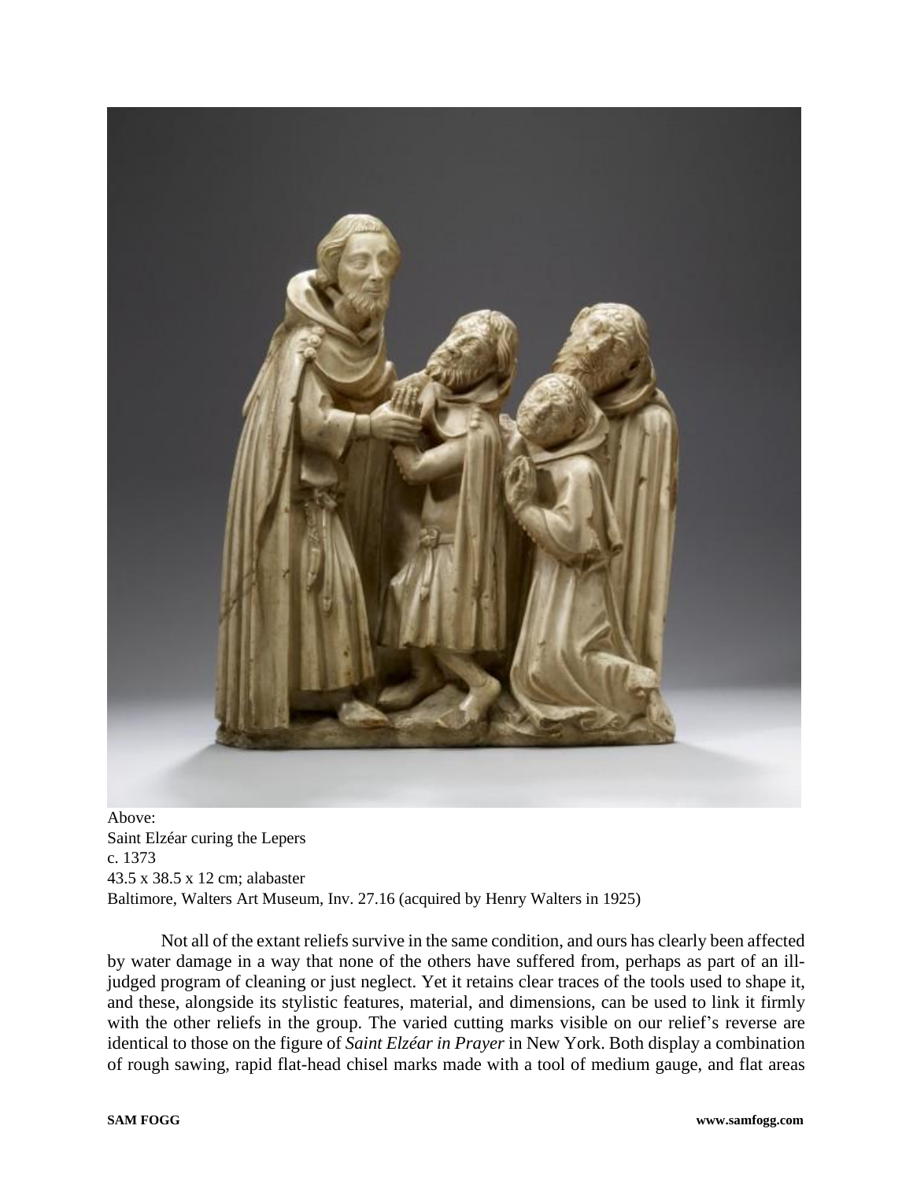Above:
Saint Elzéar curing the Lepers
c. 1373
43.5 x 38.5 x 12 cm; alabaster
Baltimore, Walters Art Museum, Inv. 27.16 (acquired by Henry Walters in 1925)

Not all of the extant reliefs survive in the same condition, and ours has clearly been affected by water damage in a way that none of the others have suffered from, perhaps as part of an ill-judged program of cleaning or just neglect. Yet it retains clear traces of the tools used to shape it, and these, alongside its stylistic features, material, and dimensions, can be used to link it firmly with the other reliefs in the group. The varied cutting marks visible on our relief's reverse are identical to those on the figure of *Saint Elzéar in Prayer* in New York. Both display a combination of rough sawing, rapid flat-head chisel marks made with a tool of medium gauge, and flat areas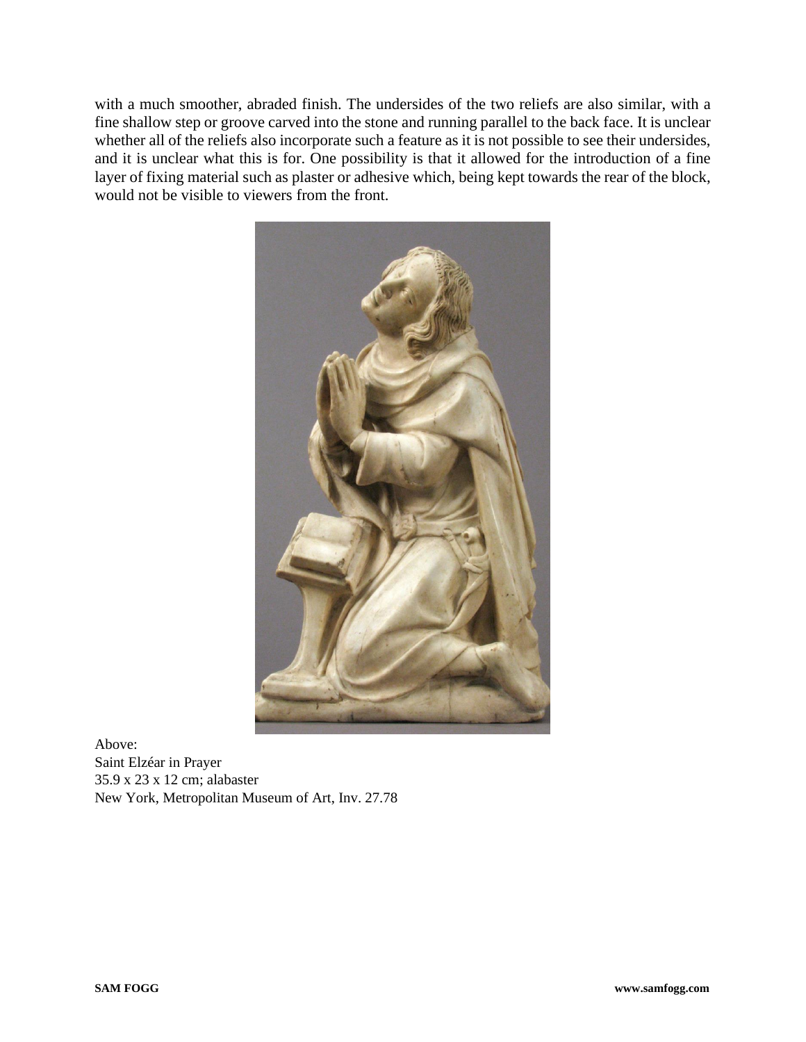with a much smoother, abraded finish. The undersides of the two reliefs are also similar, with a fine shallow step or groove carved into the stone and running parallel to the back face. It is unclear whether all of the reliefs also incorporate such a feature as it is not possible to see their undersides, and it is unclear what this is for. One possibility is that it allowed for the introduction of a fine layer of fixing material such as plaster or adhesive which, being kept towards the rear of the block, would not be visible to viewers from the front.

Above:
Saint Elzéar in Prayer
35.9 x 23 x 12 cm; alabaster
New York, Metropolitan Museum of Art, Inv. 27.78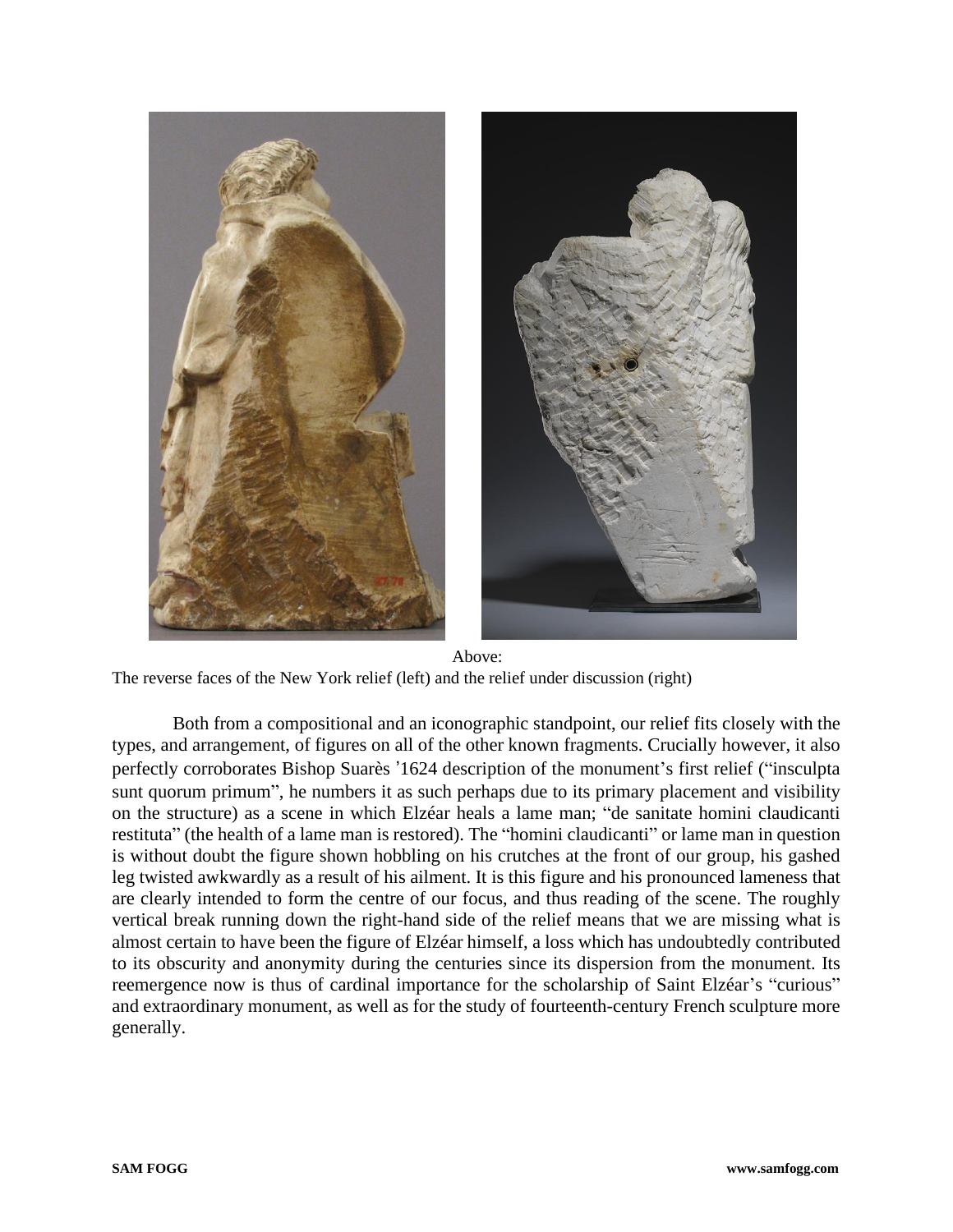Above:
The reverse faces of the New York relief (left) and the relief under discussion (right)

Both from a compositional and an iconographic standpoint, our relief fits closely with the types, and arrangement, of figures on all of the other known fragments. Crucially however, it also perfectly corroborates Bishop Suarès ʼ1624 description of the monument's first relief ("insculpta sunt quorum primum", he numbers it as such perhaps due to its primary placement and visibility on the structure) as a scene in which Elzéar heals a lame man; "de sanitate homini claudicanti restituta" (the health of a lame man is restored). The "homini claudicanti" or lame man in question is without doubt the figure shown hobbling on his crutches at the front of our group, his gashed leg twisted awkwardly as a result of his ailment. It is this figure and his pronounced lameness that are clearly intended to form the centre of our focus, and thus reading of the scene. The roughly vertical break running down the right-hand side of the relief means that we are missing what is almost certain to have been the figure of Elzéar himself, a loss which has undoubtedly contributed to its obscurity and anonymity during the centuries since its dispersion from the monument. Its reemergence now is thus of cardinal importance for the scholarship of Saint Elzéar's "curious" and extraordinary monument, as well as for the study of fourteenth-century French sculpture more generally.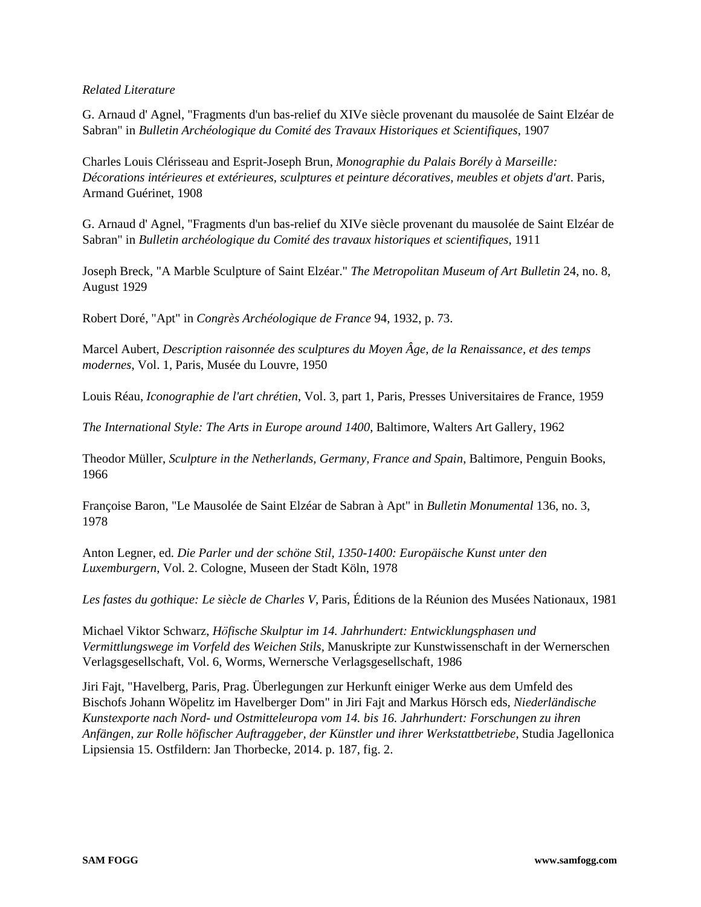*Related Literature*

G. Arnaud d' Agnel, "Fragments d'un bas-relief du XIVe siècle provenant du mausolée de Saint Elzéar de Sabran" in *Bulletin Archéologique du Comité des Travaux Historiques et Scientifiques*, 1907

Charles Louis Clérisseau and Esprit-Joseph Brun, *Monographie du Palais Borély à Marseille: Décorations intérieures et extérieures, sculptures et peinture décoratives, meubles et objets d'art*. Paris, Armand Guérinet, 1908

G. Arnaud d' Agnel, "Fragments d'un bas-relief du XIVe siècle provenant du mausolée de Saint Elzéar de Sabran" in *Bulletin archéologique du Comité des travaux historiques et scientifiques*, 1911

Joseph Breck, "A Marble Sculpture of Saint Elzéar." *The Metropolitan Museum of Art Bulletin* 24, no. 8, August 1929

Robert Doré, "Apt" in *Congrès Archéologique de France* 94, 1932, p. 73.

Marcel Aubert, *Description raisonnée des sculptures du Moyen Âge, de la Renaissance, et des temps modernes*, Vol. 1, Paris, Musée du Louvre, 1950

Louis Réau, *Iconographie de l'art chrétien*, Vol. 3, part 1, Paris, Presses Universitaires de France, 1959

*The International Style: The Arts in Europe around 1400*, Baltimore, Walters Art Gallery, 1962

Theodor Müller, *Sculpture in the Netherlands, Germany, France and Spain*, Baltimore, Penguin Books, 1966

Françoise Baron, "Le Mausolée de Saint Elzéar de Sabran à Apt" in *Bulletin Monumental* 136, no. 3, 1978

Anton Legner, ed. *Die Parler und der schöne Stil, 1350-1400: Europäische Kunst unter den Luxemburgern*, Vol. 2. Cologne, Museen der Stadt Köln, 1978

*Les fastes du gothique: Le siècle de Charles V*, Paris, Éditions de la Réunion des Musées Nationaux, 1981

Michael Viktor Schwarz, *Höfische Skulptur im 14. Jahrhundert: Entwicklungsphasen und Vermittlungswege im Vorfeld des Weichen Stils*, Manuskripte zur Kunstwissenschaft in der Wernerschen Verlagsgesellschaft, Vol. 6, Worms, Wernersche Verlagsgesellschaft, 1986

Jiri Fajt, "Havelberg, Paris, Prag. Überlegungen zur Herkunft einiger Werke aus dem Umfeld des Bischofs Johann Wöpelitz im Havelberger Dom" in Jiri Fajt and Markus Hörsch eds, *Niederländische Kunstexporte nach Nord- und Ostmitteleuropa vom 14. bis 16. Jahrhundert: Forschungen zu ihren Anfängen, zur Rolle höfischer Auftraggeber, der Künstler und ihrer Werkstattbetriebe*, Studia Jagellonica Lipsiensia 15. Ostfildern: Jan Thorbecke, 2014. p. 187, fig. 2.